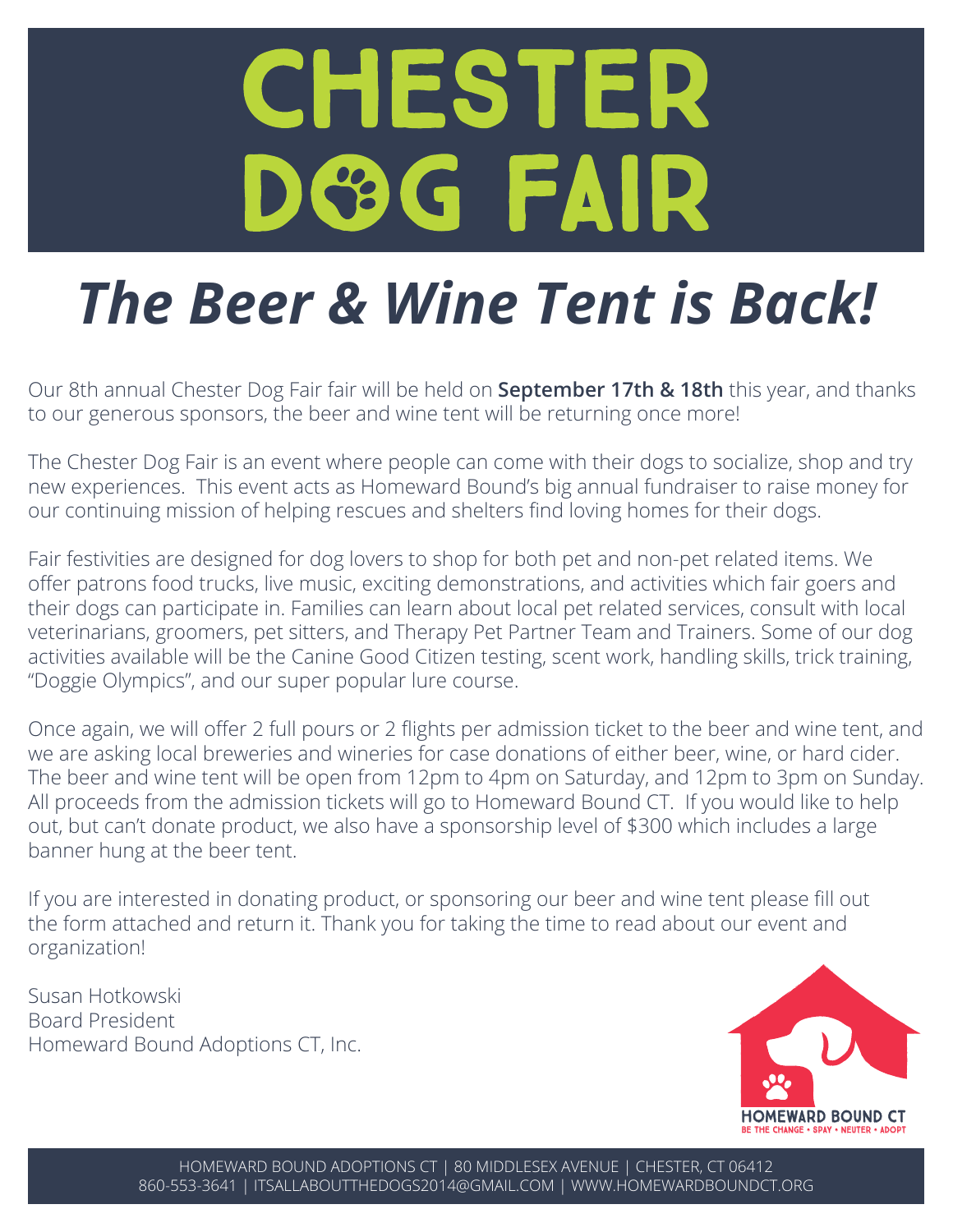# CHESTER DOG FAIR

## *The Beer & Wine Tent is Back!*

Our 8th annual Chester Dog Fair fair will be held on **September 17th & 18th** this year, and thanks to our generous sponsors, the beer and wine tent will be returning once more!

The Chester Dog Fair is an event where people can come with their dogs to socialize, shop and try new experiences. This event acts as Homeward Bound's big annual fundraiser to raise money for our continuing mission of helping rescues and shelters find loving homes for their dogs.

Fair festivities are designed for dog lovers to shop for both pet and non-pet related items. We offer patrons food trucks, live music, exciting demonstrations, and activities which fair goers and their dogs can participate in. Families can learn about local pet related services, consult with local veterinarians, groomers, pet sitters, and Therapy Pet Partner Team and Trainers. Some of our dog activities available will be the Canine Good Citizen testing, scent work, handling skills, trick training, "Doggie Olympics", and our super popular lure course.

Once again, we will offer 2 full pours or 2 flights per admission ticket to the beer and wine tent, and we are asking local breweries and wineries for case donations of either beer, wine, or hard cider. The beer and wine tent will be open from 12pm to 4pm on Saturday, and 12pm to 3pm on Sunday. All proceeds from the admission tickets will go to Homeward Bound CT. If you would like to help out, but can't donate product, we also have a sponsorship level of $300 which includes a large banner hung at the beer tent.

If you are interested in donating product, or sponsoring our beer and wine tent please fill out the form attached and return it. Thank you for taking the time to read about our event and organization!

Susan Hotkowski
Board President
Homeward Bound Adoptions CT, Inc.

HOMEWARD BOUND CT
BE THE CHANGE • SPAY • NEUTER • ADOPT

HOMEWARD BOUND ADOPTIONS CT | 80 MIDDLESEX AVENUE | CHESTER, CT 06412
860-553-3641 | ITSALLABOUTTHEDOGS2014@GMAIL.COM | WWW.HOMEWARDBOUNDCT.ORG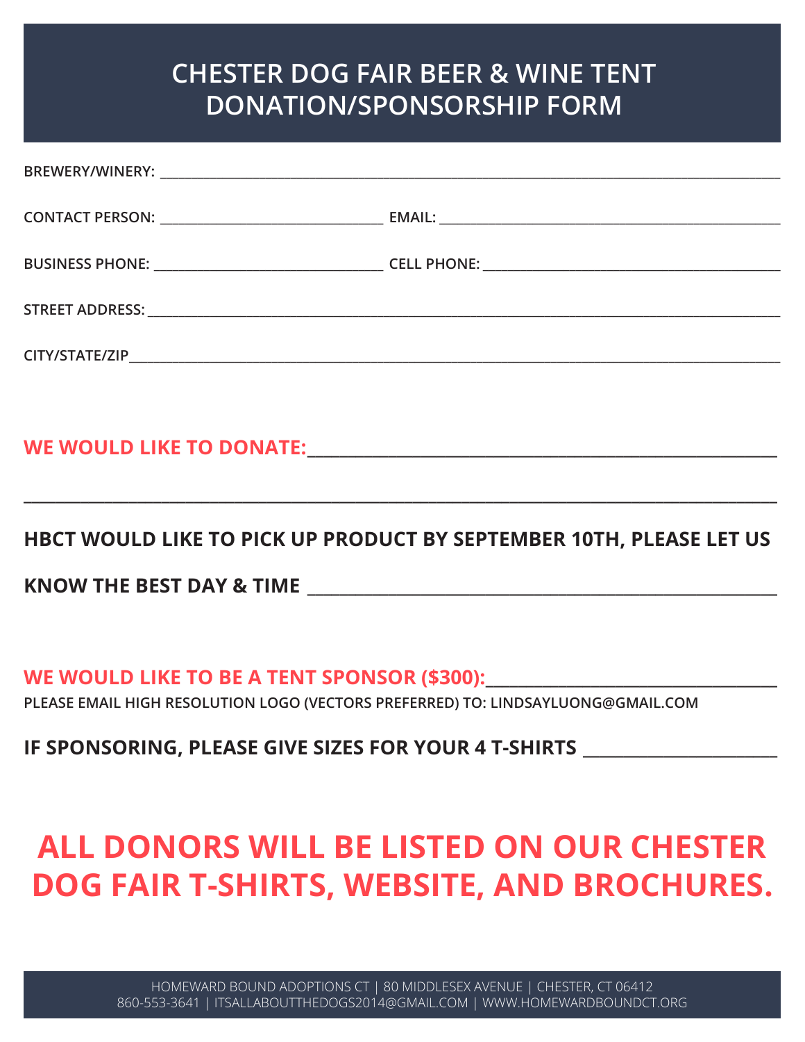# CHESTER DOG FAIR BEER & WINE TENT DONATION/SPONSORSHIP FORM

BREWERY/WINERY: ______________________________________________

CONTACT PERSON: ______________________ EMAIL: ______________________

BUSINESS PHONE: ______________________ CELL PHONE: ______________________

STREET ADDRESS: ______________________________________________

CITY/STATE/ZIP______________________________________________

**WE WOULD LIKE TO DONATE:**______________________________________________

______________________________________________

**HBCT WOULD LIKE TO PICK UP PRODUCT BY SEPTEMBER 10TH, PLEASE LET US KNOW THE BEST DAY & TIME** ______________________________

**WE WOULD LIKE TO BE A TENT SPONSOR ($300):**______________________

PLEASE EMAIL HIGH RESOLUTION LOGO (VECTORS PREFERRED) TO: LINDSAYLUONG@GMAIL.COM

**IF SPONSORING, PLEASE GIVE SIZES FOR YOUR 4 T-SHIRTS** ______________________

## ALL DONORS WILL BE LISTED ON OUR CHESTER DOG FAIR T-SHIRTS, WEBSITE, AND BROCHURES.

HOMEWARD BOUND ADOPTIONS CT | 80 MIDDLESEX AVENUE | CHESTER, CT 06412
860-553-3641 | ITSALLABOUTTHEDOGS2014@GMAIL.COM | WWW.HOMEWARDBOUNDCT.ORG